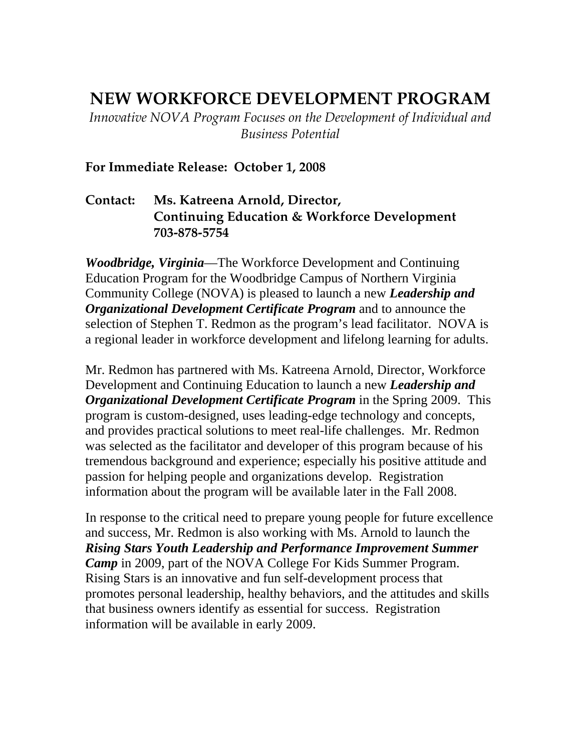# NEW WORKFORCE DEVELOPMENT PROGRAM

*Innovative NOVA Program Focuses on the Development of Individual and Business Potential*

**For Immediate Release: October 1, 2008**

**Contact: Ms. Katreena Arnold, Director,**
**Continuing Education & Workforce Development**
**703-878-5754**

***Woodbridge, Virginia***—The Workforce Development and Continuing Education Program for the Woodbridge Campus of Northern Virginia Community College (NOVA) is pleased to launch a new ***Leadership and Organizational Development Certificate Program*** and to announce the selection of Stephen T. Redmon as the program's lead facilitator. NOVA is a regional leader in workforce development and lifelong learning for adults.

Mr. Redmon has partnered with Ms. Katreena Arnold, Director, Workforce Development and Continuing Education to launch a new ***Leadership and Organizational Development Certificate Program*** in the Spring 2009. This program is custom-designed, uses leading-edge technology and concepts, and provides practical solutions to meet real-life challenges. Mr. Redmon was selected as the facilitator and developer of this program because of his tremendous background and experience; especially his positive attitude and passion for helping people and organizations develop. Registration information about the program will be available later in the Fall 2008.

In response to the critical need to prepare young people for future excellence and success, Mr. Redmon is also working with Ms. Arnold to launch the ***Rising Stars Youth Leadership and Performance Improvement Summer Camp*** in 2009, part of the NOVA College For Kids Summer Program. Rising Stars is an innovative and fun self-development process that promotes personal leadership, healthy behaviors, and the attitudes and skills that business owners identify as essential for success. Registration information will be available in early 2009.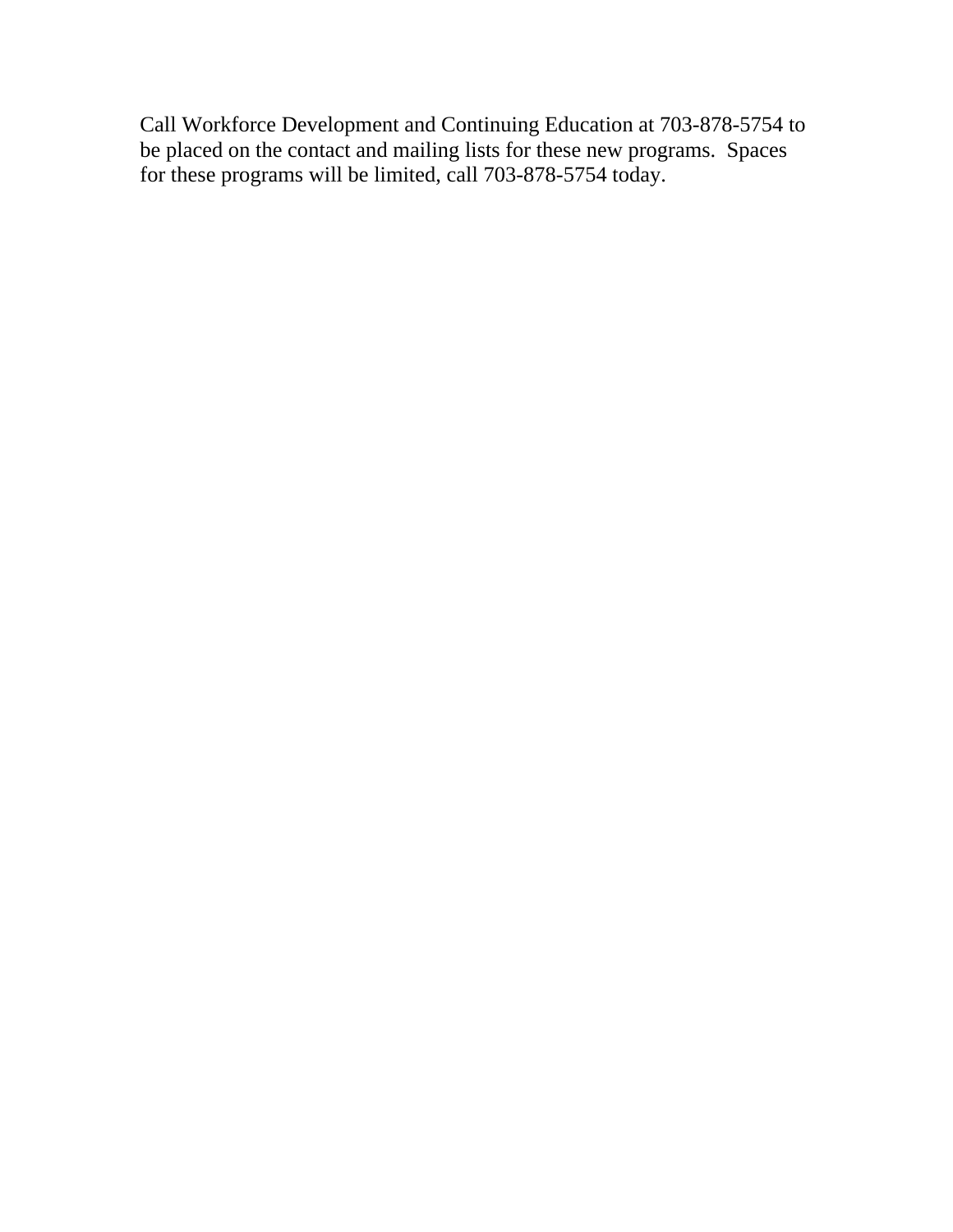Call Workforce Development and Continuing Education at 703-878-5754 to be placed on the contact and mailing lists for these new programs. Spaces for these programs will be limited, call 703-878-5754 today.